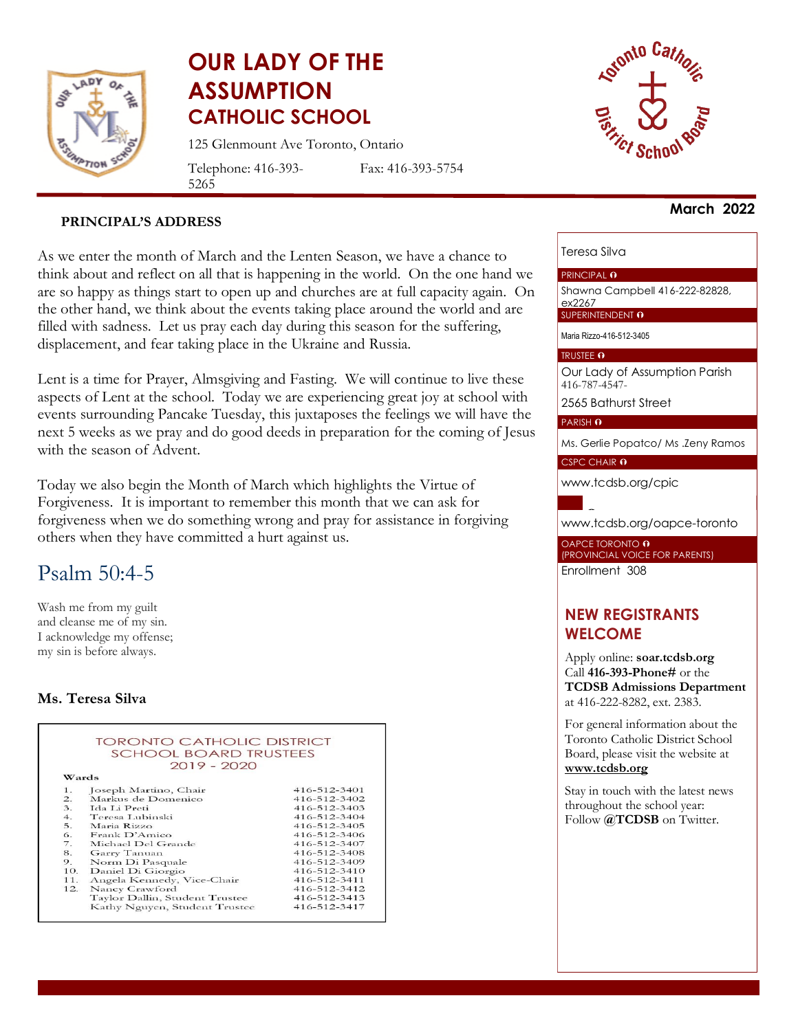# OUR LADY OF THE ASSUMPTION CATHOLIC SCHOOL

125 Glenmount Ave Toronto, Ontario

Telephone: 416-393-5265 Fax: 416-393-5754

**March 2022**

## PRINCIPAL'S ADDRESS

As we enter the month of March and the Lenten Season, we have a chance to think about and reflect on all that is happening in the world. On the one hand we are so happy as things start to open up and churches are at full capacity again. On the other hand, we think about the events taking place around the world and are filled with sadness. Let us pray each day during this season for the suffering, displacement, and fear taking place in the Ukraine and Russia.

Lent is a time for Prayer, Almsgiving and Fasting. We will continue to live these aspects of Lent at the school. Today we are experiencing great joy at school with events surrounding Pancake Tuesday, this juxtaposes the feelings we will have the next 5 weeks as we pray and do good deeds in preparation for the coming of Jesus with the season of Advent.

Today we also begin the Month of March which highlights the Virtue of Forgiveness. It is important to remember this month that we can ask for forgiveness when we do something wrong and pray for assistance in forgiving others when they have committed a hurt against us.

## Psalm 50:4-5

Wash me from my guilt
and cleanse me of my sin.
I acknowledge my offense;
my sin is before always.

**Ms. Teresa Silva**

### TORONTO CATHOLIC DISTRICT SCHOOL BOARD TRUSTEES 2019 - 2020

| Wards | | |
|---|---|---|
| 1. | Joseph Martino, Chair | 416-512-3401 |
| 2. | Markus de Domenico | 416-512-3402 |
| 3. | Ida Li Preti | 416-512-3403 |
| 4. | Teresa Lubinski | 416-512-3404 |
| 5. | Maria Rizzo | 416-512-3405 |
| 6. | Frank D'Amico | 416-512-3406 |
| 7. | Michael Del Grande | 416-512-3407 |
| 8. | Garry Tanuan | 416-512-3408 |
| 9. | Norm Di Pasquale | 416-512-3409 |
| 10. | Daniel Di Giorgio | 416-512-3410 |
| 11. | Angela Kennedy, Vice-Chair | 416-512-3411 |
| 12. | Nancy Crawford | 416-512-3412 |
| | Taylor Dallin, Student Trustee | 416-512-3413 |
| | Kathy Nguyen, Student Trustee | 416-512-3417 |

Teresa Silva

PRINCIPAL

Shawna Campbell 416-222-82828, ex2267

SUPERINTENDENT

Maria Rizzo-416-512-3405

TRUSTEE

Our Lady of Assumption Parish
416-787-4547-
2565 Bathurst Street

PARISH

Ms. Gerlie Popatco/ Ms .Zeny Ramos

CSPC CHAIR

www.tcdsb.org/cpic

www.tcdsb.org/oapce-toronto

OAPCE TORONTO (PROVINCIAL VOICE FOR PARENTS)

Enrollment 308

## NEW REGISTRANTS WELCOME

Apply online: **soar.tcdsb.org**
Call **416-393-Phone#** or the **TCDSB Admissions Department** at 416-222-8282, ext. 2383.

For general information about the Toronto Catholic District School Board, please visit the website at **www.tcdsb.org**

Stay in touch with the latest news throughout the school year: Follow **@TCDSB** on Twitter.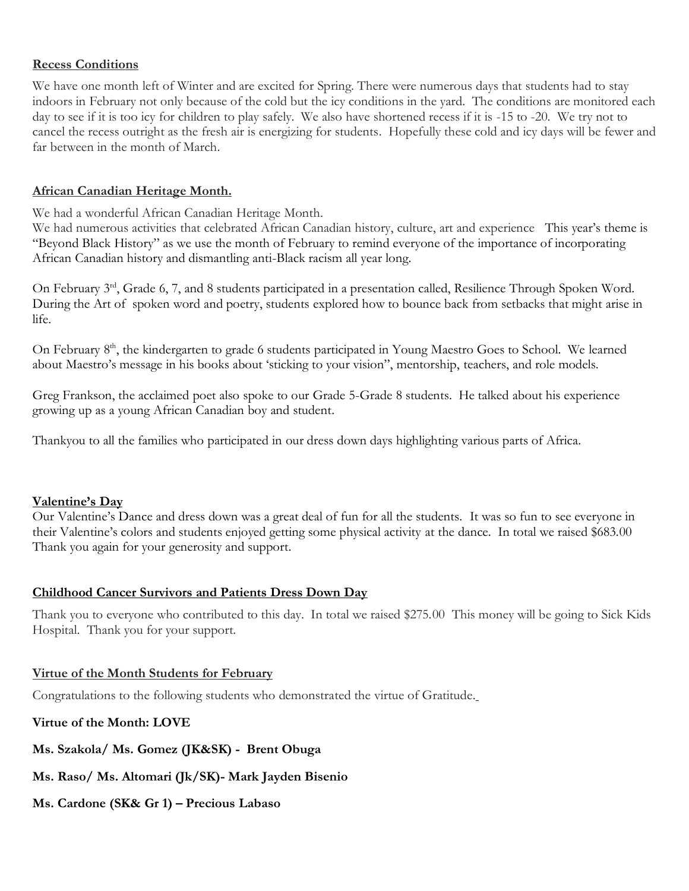## Recess Conditions

We have one month left of Winter and are excited for Spring. There were numerous days that students had to stay indoors in February not only because of the cold but the icy conditions in the yard. The conditions are monitored each day to see if it is too icy for children to play safely. We also have shortened recess if it is -15 to -20. We try not to cancel the recess outright as the fresh air is energizing for students. Hopefully these cold and icy days will be fewer and far between in the month of March.

## African Canadian Heritage Month.

We had a wonderful African Canadian Heritage Month.
We had numerous activities that celebrated African Canadian history, culture, art and experience This year's theme is "Beyond Black History" as we use the month of February to remind everyone of the importance of incorporating African Canadian history and dismantling anti-Black racism all year long.

On February 3rd, Grade 6, 7, and 8 students participated in a presentation called, Resilience Through Spoken Word. During the Art of spoken word and poetry, students explored how to bounce back from setbacks that might arise in life.

On February 8th, the kindergarten to grade 6 students participated in Young Maestro Goes to School. We learned about Maestro's message in his books about 'sticking to your vision", mentorship, teachers, and role models.

Greg Frankson, the acclaimed poet also spoke to our Grade 5-Grade 8 students. He talked about his experience growing up as a young African Canadian boy and student.

Thankyou to all the families who participated in our dress down days highlighting various parts of Africa.

## Valentine's Day

Our Valentine's Dance and dress down was a great deal of fun for all the students. It was so fun to see everyone in their Valentine's colors and students enjoyed getting some physical activity at the dance. In total we raised $683.00 Thank you again for your generosity and support.

## Childhood Cancer Survivors and Patients Dress Down Day

Thank you to everyone who contributed to this day. In total we raised $275.00 This money will be going to Sick Kids Hospital. Thank you for your support.

## Virtue of the Month Students for February

Congratulations to the following students who demonstrated the virtue of Gratitude.

**Virtue of the Month: LOVE**

**Ms. Szakola/ Ms. Gomez (JK&SK) - Brent Obuga**

**Ms. Raso/ Ms. Altomari (Jk/SK)- Mark Jayden Bisenio**

**Ms. Cardone (SK& Gr 1) – Precious Labaso**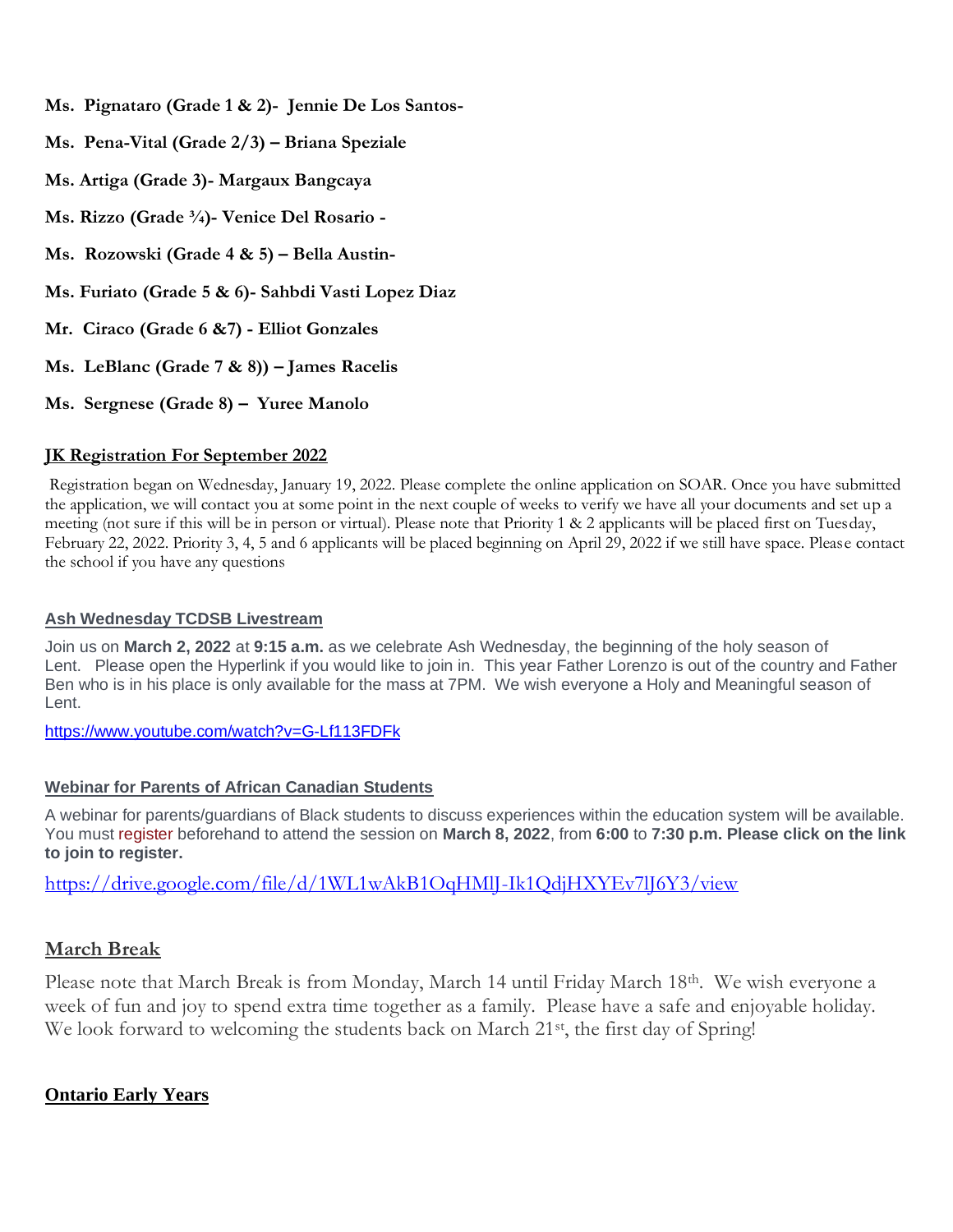**Ms. Pignataro (Grade 1 & 2)- Jennie De Los Santos-**

**Ms. Pena-Vital (Grade 2/3) – Briana Speziale**

**Ms. Artiga (Grade 3)- Margaux Bangcaya**

**Ms. Rizzo (Grade ¾)- Venice Del Rosario -**

**Ms. Rozowski (Grade 4 & 5) – Bella Austin-**

**Ms. Furiato (Grade 5 & 6)- Sahbdi Vasti Lopez Diaz**

**Mr. Ciraco (Grade 6 &7) - Elliot Gonzales**

**Ms. LeBlanc (Grade 7 & 8)) – James Racelis**

**Ms. Sergnese (Grade 8) – Yuree Manolo**

## JK Registration For September 2022

Registration began on Wednesday, January 19, 2022. Please complete the online application on SOAR. Once you have submitted the application, we will contact you at some point in the next couple of weeks to verify we have all your documents and set up a meeting (not sure if this will be in person or virtual). Please note that Priority 1 & 2 applicants will be placed first on Tuesday, February 22, 2022. Priority 3, 4, 5 and 6 applicants will be placed beginning on April 29, 2022 if we still have space. Please contact the school if you have any questions

## Ash Wednesday TCDSB Livestream

Join us on **March 2, 2022** at **9:15 a.m.** as we celebrate Ash Wednesday, the beginning of the holy season of Lent. Please open the Hyperlink if you would like to join in. This year Father Lorenzo is out of the country and Father Ben who is in his place is only available for the mass at 7PM. We wish everyone a Holy and Meaningful season of Lent.

https://www.youtube.com/watch?v=G-Lf113FDFk

## Webinar for Parents of African Canadian Students

A webinar for parents/guardians of Black students to discuss experiences within the education system will be available. You must register beforehand to attend the session on **March 8, 2022**, from **6:00** to **7:30 p.m. Please click on the link to join to register.**

https://drive.google.com/file/d/1WL1wAkB1OqHMlJ-Ik1QdjHXYEv7lJ6Y3/view

## March Break

Please note that March Break is from Monday, March 14 until Friday March 18th. We wish everyone a week of fun and joy to spend extra time together as a family. Please have a safe and enjoyable holiday. We look forward to welcoming the students back on March 21st, the first day of Spring!

## Ontario Early Years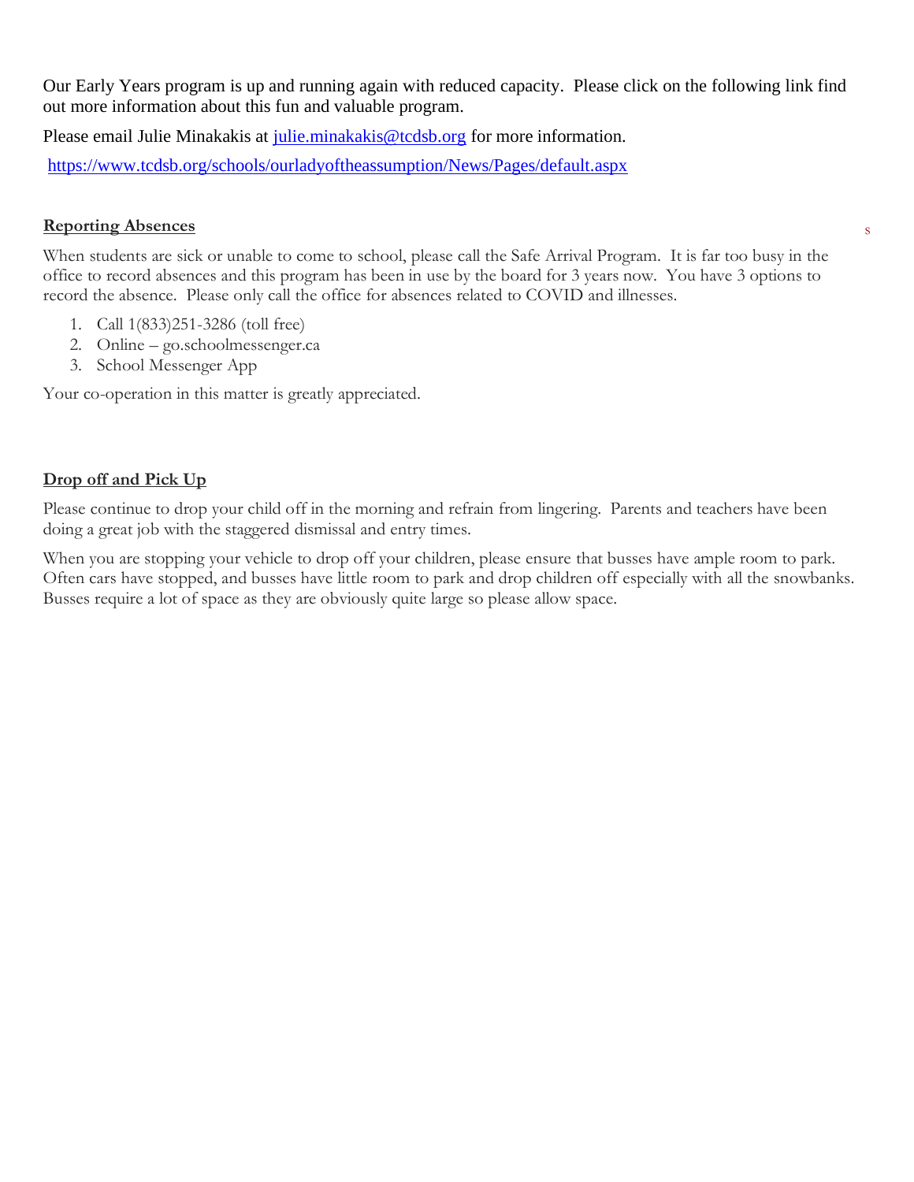Our Early Years program is up and running again with reduced capacity. Please click on the following link find out more information about this fun and valuable program.

Please email Julie Minakakis at julie.minakakis@tcdsb.org for more information.

https://www.tcdsb.org/schools/ourladyoftheassumption/News/Pages/default.aspx

## Reporting Absences

s

When students are sick or unable to come to school, please call the Safe Arrival Program. It is far too busy in the office to record absences and this program has been in use by the board for 3 years now. You have 3 options to record the absence. Please only call the office for absences related to COVID and illnesses.

1. Call 1(833)251-3286 (toll free)
2. Online – go.schoolmessenger.ca
3. School Messenger App

Your co-operation in this matter is greatly appreciated.

## Drop off and Pick Up

Please continue to drop your child off in the morning and refrain from lingering. Parents and teachers have been doing a great job with the staggered dismissal and entry times.

When you are stopping your vehicle to drop off your children, please ensure that busses have ample room to park. Often cars have stopped, and busses have little room to park and drop children off especially with all the snowbanks. Busses require a lot of space as they are obviously quite large so please allow space.